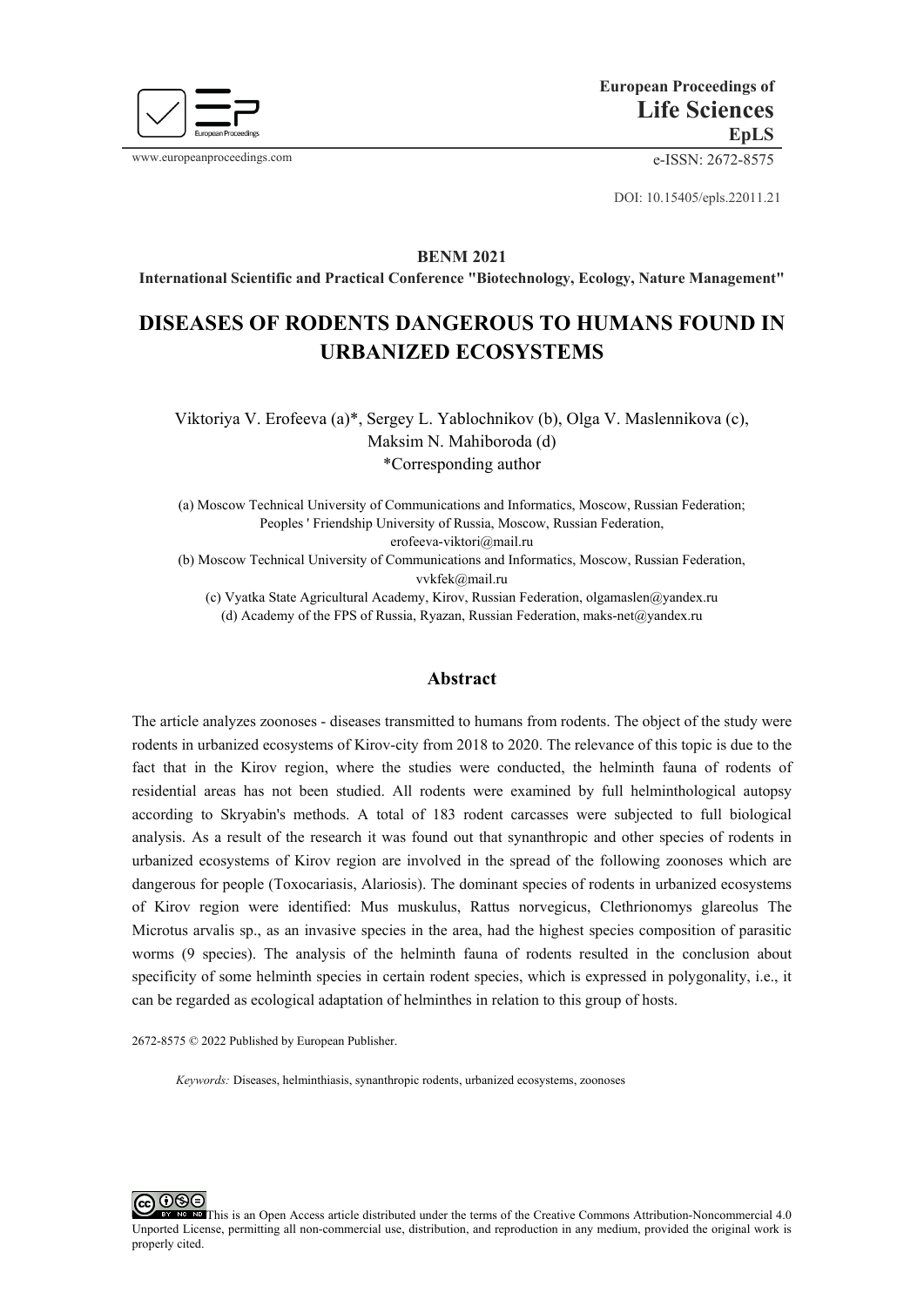European Proceedings of
**Life Sciences**
**EpLS**

www.europeanproceedings.com

e-ISSN: 2672-8575

DOI: 10.15405/epls.22011.21

**BENM 2021**

**International Scientific and Practical Conference "Biotechnology, Ecology, Nature Management"**

# DISEASES OF RODENTS DANGEROUS TO HUMANS FOUND IN URBANIZED ECOSYSTEMS

Viktoriya V. Erofeeva (a)*, Sergey L. Yablochnikov (b), Olga V. Maslennikova (c), Maksim N. Mahiboroda (d)
*Corresponding author

(a) Moscow Technical University of Communications and Informatics, Moscow, Russian Federation; Peoples ' Friendship University of Russia, Moscow, Russian Federation, erofeeva-viktori@mail.ru
(b) Moscow Technical University of Communications and Informatics, Moscow, Russian Federation, vvkfek@mail.ru
(c) Vyatka State Agricultural Academy, Kirov, Russian Federation, olgamaslen@yandex.ru
(d) Academy of the FPS of Russia, Ryazan, Russian Federation, maks-net@yandex.ru

## Abstract

The article analyzes zoonoses - diseases transmitted to humans from rodents. The object of the study were rodents in urbanized ecosystems of Kirov-city from 2018 to 2020. The relevance of this topic is due to the fact that in the Kirov region, where the studies were conducted, the helminth fauna of rodents of residential areas has not been studied. All rodents were examined by full helminthological autopsy according to Skryabin's methods. A total of 183 rodent carcasses were subjected to full biological analysis. As a result of the research it was found out that synanthropic and other species of rodents in urbanized ecosystems of Kirov region are involved in the spread of the following zoonoses which are dangerous for people (Toxocariasis, Alariosis). The dominant species of rodents in urbanized ecosystems of Kirov region were identified: Mus muskulus, Rattus norvegicus, Clethrionomys glareolus The Microtus arvalis sp., as an invasive species in the area, had the highest species composition of parasitic worms (9 species). The analysis of the helminth fauna of rodents resulted in the conclusion about specificity of some helminth species in certain rodent species, which is expressed in polygonality, i.e., it can be regarded as ecological adaptation of helminthes in relation to this group of hosts.

2672-8575 © 2022 Published by European Publisher.

*Keywords:* Diseases, helminthiasis, synanthropic rodents, urbanized ecosystems, zoonoses

This is an Open Access article distributed under the terms of the Creative Commons Attribution-Noncommercial 4.0 Unported License, permitting all non-commercial use, distribution, and reproduction in any medium, provided the original work is properly cited.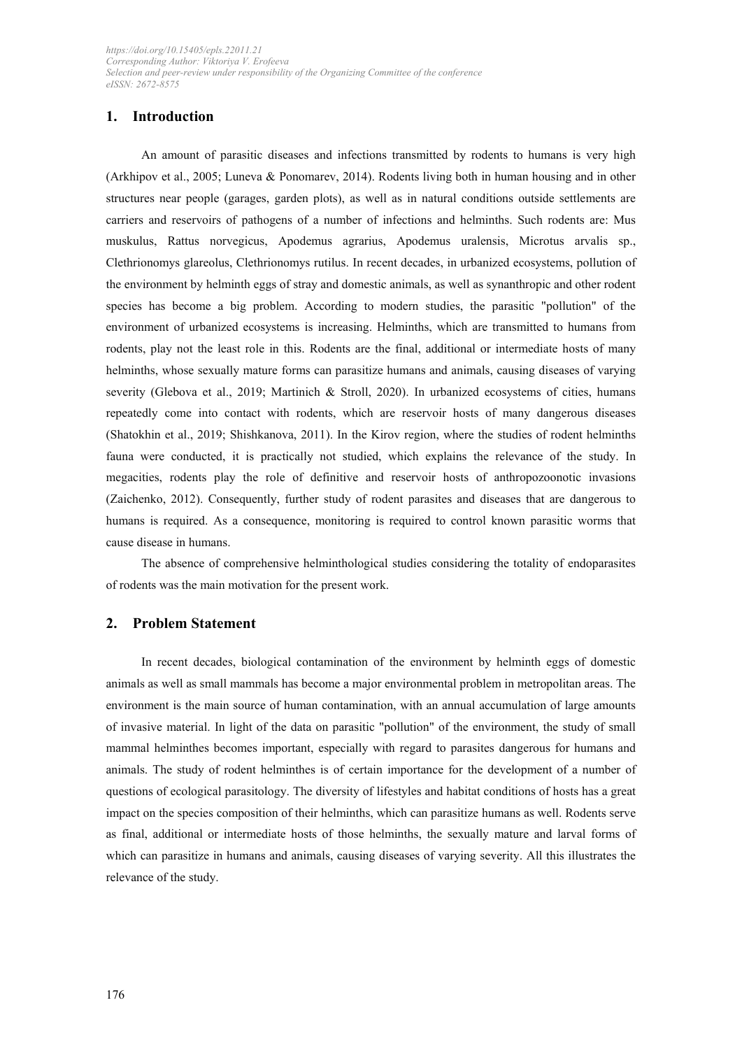## 1. Introduction

An amount of parasitic diseases and infections transmitted by rodents to humans is very high (Arkhipov et al., 2005; Luneva & Ponomarev, 2014). Rodents living both in human housing and in other structures near people (garages, garden plots), as well as in natural conditions outside settlements are carriers and reservoirs of pathogens of a number of infections and helminths. Such rodents are: Mus muskulus, Rattus norvegicus, Apodemus agrarius, Apodemus uralensis, Microtus arvalis sp., Clethrionomys glareolus, Clethrionomys rutilus. In recent decades, in urbanized ecosystems, pollution of the environment by helminth eggs of stray and domestic animals, as well as synanthropic and other rodent species has become a big problem. According to modern studies, the parasitic "pollution" of the environment of urbanized ecosystems is increasing. Helminths, which are transmitted to humans from rodents, play not the least role in this. Rodents are the final, additional or intermediate hosts of many helminths, whose sexually mature forms can parasitize humans and animals, causing diseases of varying severity (Glebova et al., 2019; Martinich & Stroll, 2020). In urbanized ecosystems of cities, humans repeatedly come into contact with rodents, which are reservoir hosts of many dangerous diseases (Shatokhin et al., 2019; Shishkanova, 2011). In the Kirov region, where the studies of rodent helminths fauna were conducted, it is practically not studied, which explains the relevance of the study. In megacities, rodents play the role of definitive and reservoir hosts of anthropozoonotic invasions (Zaichenko, 2012). Consequently, further study of rodent parasites and diseases that are dangerous to humans is required. As a consequence, monitoring is required to control known parasitic worms that cause disease in humans.

The absence of comprehensive helminthological studies considering the totality of endoparasites of rodents was the main motivation for the present work.

## 2. Problem Statement

In recent decades, biological contamination of the environment by helminth eggs of domestic animals as well as small mammals has become a major environmental problem in metropolitan areas. The environment is the main source of human contamination, with an annual accumulation of large amounts of invasive material. In light of the data on parasitic "pollution" of the environment, the study of small mammal helminthes becomes important, especially with regard to parasites dangerous for humans and animals. The study of rodent helminthes is of certain importance for the development of a number of questions of ecological parasitology. The diversity of lifestyles and habitat conditions of hosts has a great impact on the species composition of their helminths, which can parasitize humans as well. Rodents serve as final, additional or intermediate hosts of those helminths, the sexually mature and larval forms of which can parasitize in humans and animals, causing diseases of varying severity. All this illustrates the relevance of the study.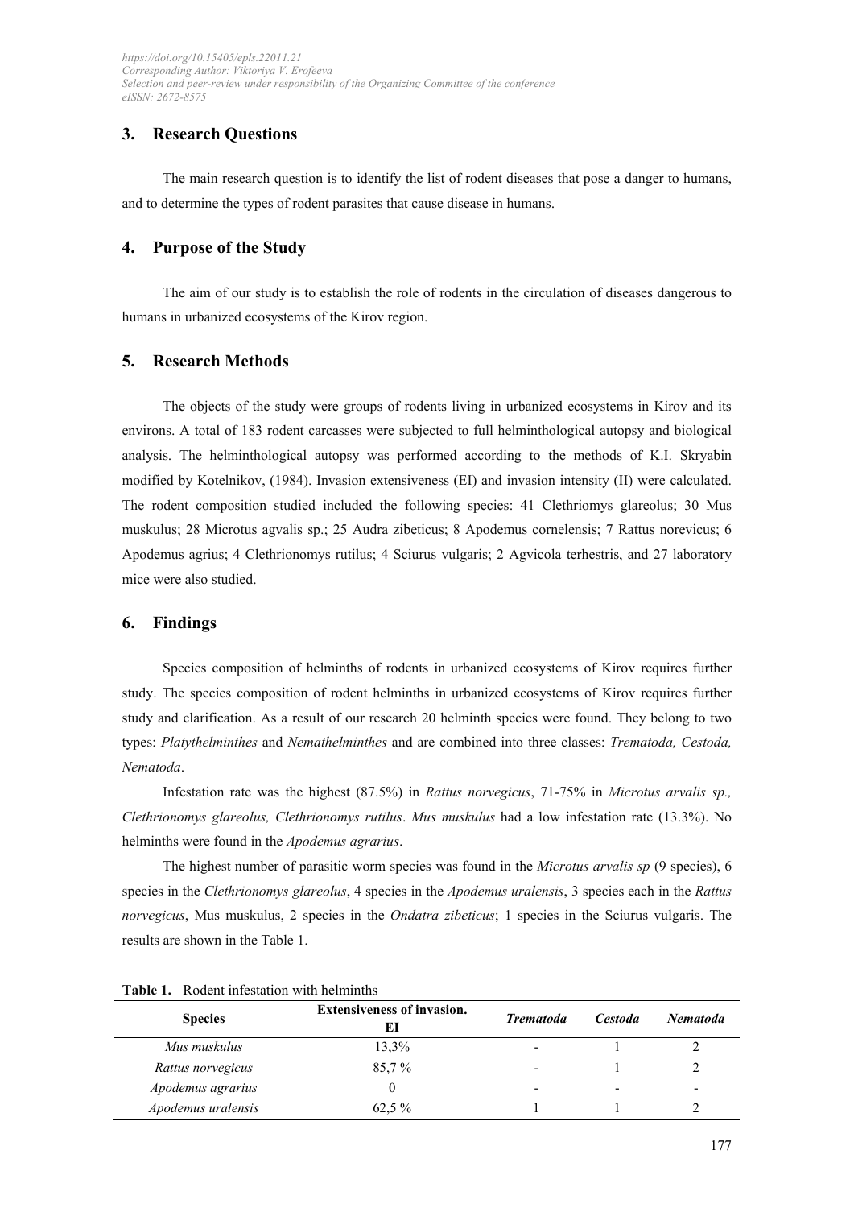## 3. Research Questions

The main research question is to identify the list of rodent diseases that pose a danger to humans, and to determine the types of rodent parasites that cause disease in humans.

## 4. Purpose of the Study

The aim of our study is to establish the role of rodents in the circulation of diseases dangerous to humans in urbanized ecosystems of the Kirov region.

## 5. Research Methods

The objects of the study were groups of rodents living in urbanized ecosystems in Kirov and its environs. A total of 183 rodent carcasses were subjected to full helminthological autopsy and biological analysis. The helminthological autopsy was performed according to the methods of K.I. Skryabin modified by Kotelnikov, (1984). Invasion extensiveness (EI) and invasion intensity (II) were calculated. The rodent composition studied included the following species: 41 Clethriomys glareolus; 30 Mus muskulus; 28 Microtus agvalis sp.; 25 Audra zibeticus; 8 Apodemus cornelensis; 7 Rattus norevicus; 6 Apodemus agrius; 4 Clethrionomys rutilus; 4 Sciurus vulgaris; 2 Agvicola terhestris, and 27 laboratory mice were also studied.

## 6. Findings

Species composition of helminths of rodents in urbanized ecosystems of Kirov requires further study. The species composition of rodent helminths in urbanized ecosystems of Kirov requires further study and clarification. As a result of our research 20 helminth species were found. They belong to two types: *Platythelminthes* and *Nemathelminthes* and are combined into three classes: *Trematoda, Cestoda, Nematoda*.

Infestation rate was the highest (87.5%) in *Rattus norvegicus*, 71-75% in *Microtus arvalis sp., Clethrionomys glareolus, Clethrionomys rutilus*. *Mus muskulus* had a low infestation rate (13.3%). No helminths were found in the *Apodemus agrarius*.

The highest number of parasitic worm species was found in the *Microtus arvalis sp* (9 species), 6 species in the *Clethrionomys glareolus*, 4 species in the *Apodemus uralensis*, 3 species each in the *Rattus norvegicus*, Mus muskulus, 2 species in the *Ondatra zibeticus*; 1 species in the Sciurus vulgaris. The results are shown in the Table 1.

**Table 1.** Rodent infestation with helminths

| Species | Extensiveness of invasion. EI | *Trematoda* | *Cestoda* | *Nematoda* |
|---|---|---|---|---|
| *Mus muskulus* | 13,3% | - | 1 | 2 |
| *Rattus norvegicus* | 85,7 % | - | 1 | 2 |
| *Apodemus agrarius* | 0 | - | - | - |
| *Apodemus uralensis* | 62,5 % | 1 | 1 | 2 |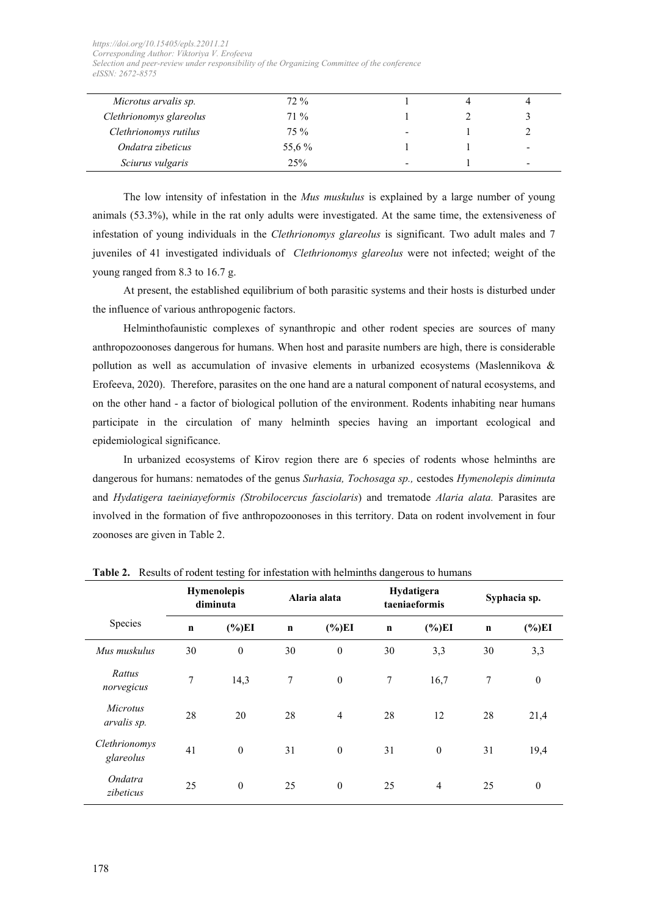| *Microtus arvalis sp.* | 72 % | 1 | 4 | 4 |
|---|---|---|---|---|
| *Clethrionomys glareolus* | 71 % | 1 | 2 | 3 |
| *Clethrionomys rutilus* | 75 % | - | 1 | 2 |
| *Ondatra zibeticus* | 55,6 % | 1 | 1 | - |
| *Sciurus vulgaris* | 25% | - | 1 | - |

The low intensity of infestation in the *Mus muskulus* is explained by a large number of young animals (53.3%), while in the rat only adults were investigated. At the same time, the extensiveness of infestation of young individuals in the *Clethrionomys glareolus* is significant. Two adult males and 7 juveniles of 41 investigated individuals of *Clethrionomys glareolus* were not infected; weight of the young ranged from 8.3 to 16.7 g.

At present, the established equilibrium of both parasitic systems and their hosts is disturbed under the influence of various anthropogenic factors.

Helminthofaunistic complexes of synanthropic and other rodent species are sources of many anthropozoonoses dangerous for humans. When host and parasite numbers are high, there is considerable pollution as well as accumulation of invasive elements in urbanized ecosystems (Maslennikova & Erofeeva, 2020). Therefore, parasites on the one hand are a natural component of natural ecosystems, and on the other hand - a factor of biological pollution of the environment. Rodents inhabiting near humans participate in the circulation of many helminth species having an important ecological and epidemiological significance.

In urbanized ecosystems of Kirov region there are 6 species of rodents whose helminths are dangerous for humans: nematodes of the genus *Surhasia, Tochosaga sp.,* cestodes *Hymenolepis diminuta* and *Hydatigera taeiniayeformis (Strobilocercus fasciolaris*) and trematode *Alaria alata.* Parasites are involved in the formation of five anthropozoonoses in this territory. Data on rodent involvement in four zoonoses are given in Table 2.

**Table 2.** Results of rodent testing for infestation with helminths dangerous to humans

| Species | **Hymenolepis diminuta** | | **Alaria alata** | | **Hydatigera taeniaeformis** | | **Syphacia sp.** | |
|---|---|---|---|---|---|---|---|---|
| | **n** | **(%)EI** | **n** | **(%)EI** | **n** | **(%)EI** | **n** | **(%)EI** |
| *Mus muskulus* | 30 | 0 | 30 | 0 | 30 | 3,3 | 30 | 3,3 |
| *Rattus norvegicus* | 7 | 14,3 | 7 | 0 | 7 | 16,7 | 7 | 0 |
| *Microtus arvalis sp.* | 28 | 20 | 28 | 4 | 28 | 12 | 28 | 21,4 |
| *Clethrionomys glareolus* | 41 | 0 | 31 | 0 | 31 | 0 | 31 | 19,4 |
| *Ondatra zibeticus* | 25 | 0 | 25 | 0 | 25 | 4 | 25 | 0 |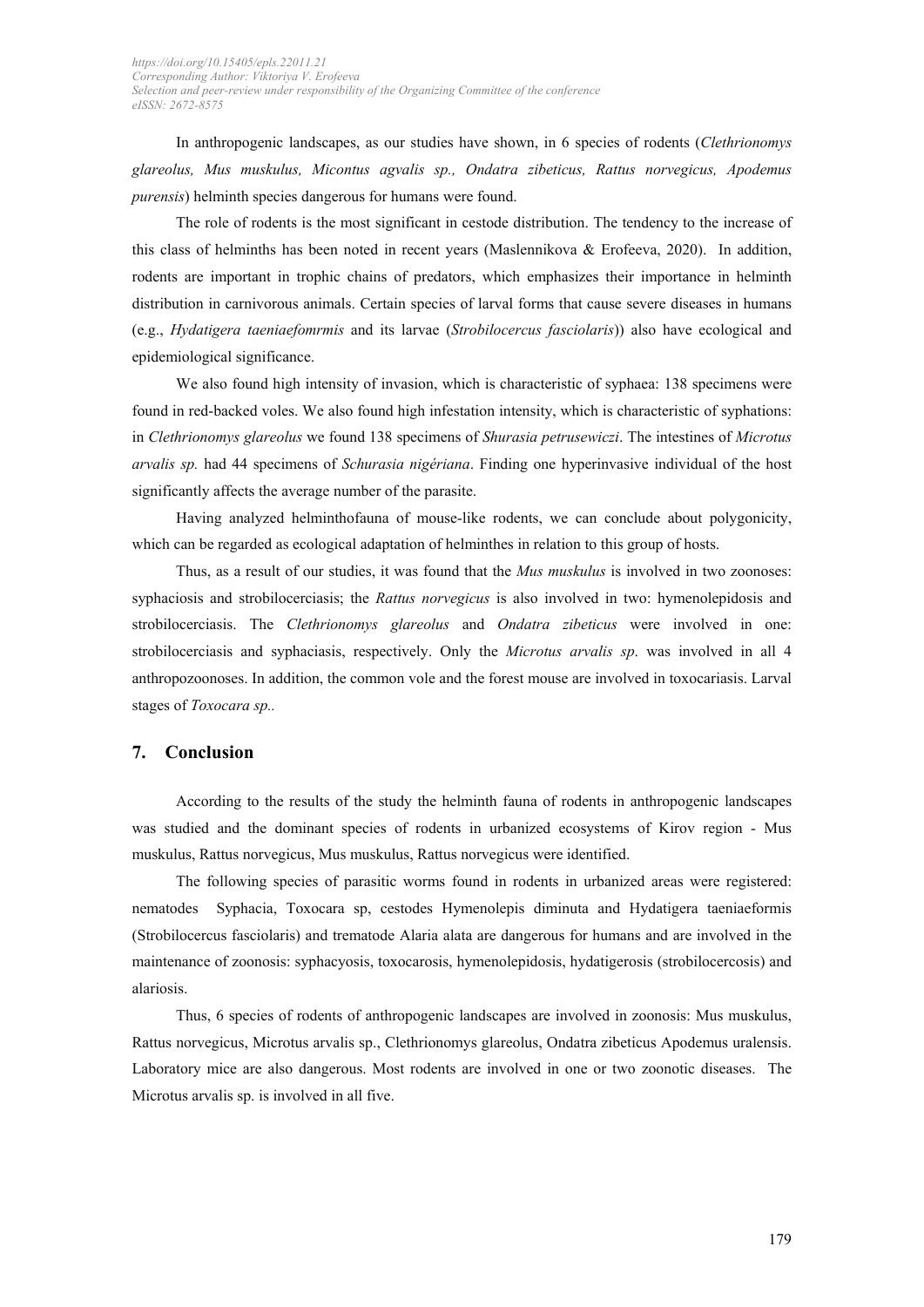In anthropogenic landscapes, as our studies have shown, in 6 species of rodents (*Clethrionomys glareolus, Mus muskulus, Micontus agvalis sp., Ondatra zibeticus, Rattus norvegicus, Apodemus purensis*) helminth species dangerous for humans were found.

The role of rodents is the most significant in cestode distribution. The tendency to the increase of this class of helminths has been noted in recent years (Maslennikova & Erofeeva, 2020). In addition, rodents are important in trophic chains of predators, which emphasizes their importance in helminth distribution in carnivorous animals. Certain species of larval forms that cause severe diseases in humans (e.g., *Hydatigera taeniaefomrmis* and its larvae (*Strobilocercus fasciolaris*)) also have ecological and epidemiological significance.

We also found high intensity of invasion, which is characteristic of syphaea: 138 specimens were found in red-backed voles. We also found high infestation intensity, which is characteristic of syphations: in *Clethrionomys glareolus* we found 138 specimens of *Shurasia petrusewiczi*. The intestines of *Microtus arvalis sp.* had 44 specimens of *Schurasia nigériana*. Finding one hyperinvasive individual of the host significantly affects the average number of the parasite.

Having analyzed helminthofauna of mouse-like rodents, we can conclude about polygonicity, which can be regarded as ecological adaptation of helminthes in relation to this group of hosts.

Thus, as a result of our studies, it was found that the *Mus muskulus* is involved in two zoonoses: syphaciosis and strobilocerciasis; the *Rattus norvegicus* is also involved in two: hymenolepidosis and strobilocerciasis. The *Clethrionomys glareolus* and *Ondatra zibeticus* were involved in one: strobilocerciasis and syphaciasis, respectively. Only the *Microtus arvalis sp*. was involved in all 4 anthropozoonoses. In addition, the common vole and the forest mouse are involved in toxocariasis. Larval stages of *Toxocara sp..*

## 7. Conclusion

According to the results of the study the helminth fauna of rodents in anthropogenic landscapes was studied and the dominant species of rodents in urbanized ecosystems of Kirov region - Mus muskulus, Rattus norvegicus, Mus muskulus, Rattus norvegicus were identified.

The following species of parasitic worms found in rodents in urbanized areas were registered: nematodes Syphacia, Toxocara sp, cestodes Hymenolepis diminuta and Hydatigera taeniaeformis (Strobilocercus fasciolaris) and trematode Alaria alata are dangerous for humans and are involved in the maintenance of zoonosis: syphacyosis, toxocarosis, hymenolepidosis, hydatigerosis (strobilocercosis) and alariosis.

Thus, 6 species of rodents of anthropogenic landscapes are involved in zoonosis: Mus muskulus, Rattus norvegicus, Microtus arvalis sp., Clethrionomys glareolus, Ondatra zibeticus Apodemus uralensis. Laboratory mice are also dangerous. Most rodents are involved in one or two zoonotic diseases. The Microtus arvalis sp. is involved in all five.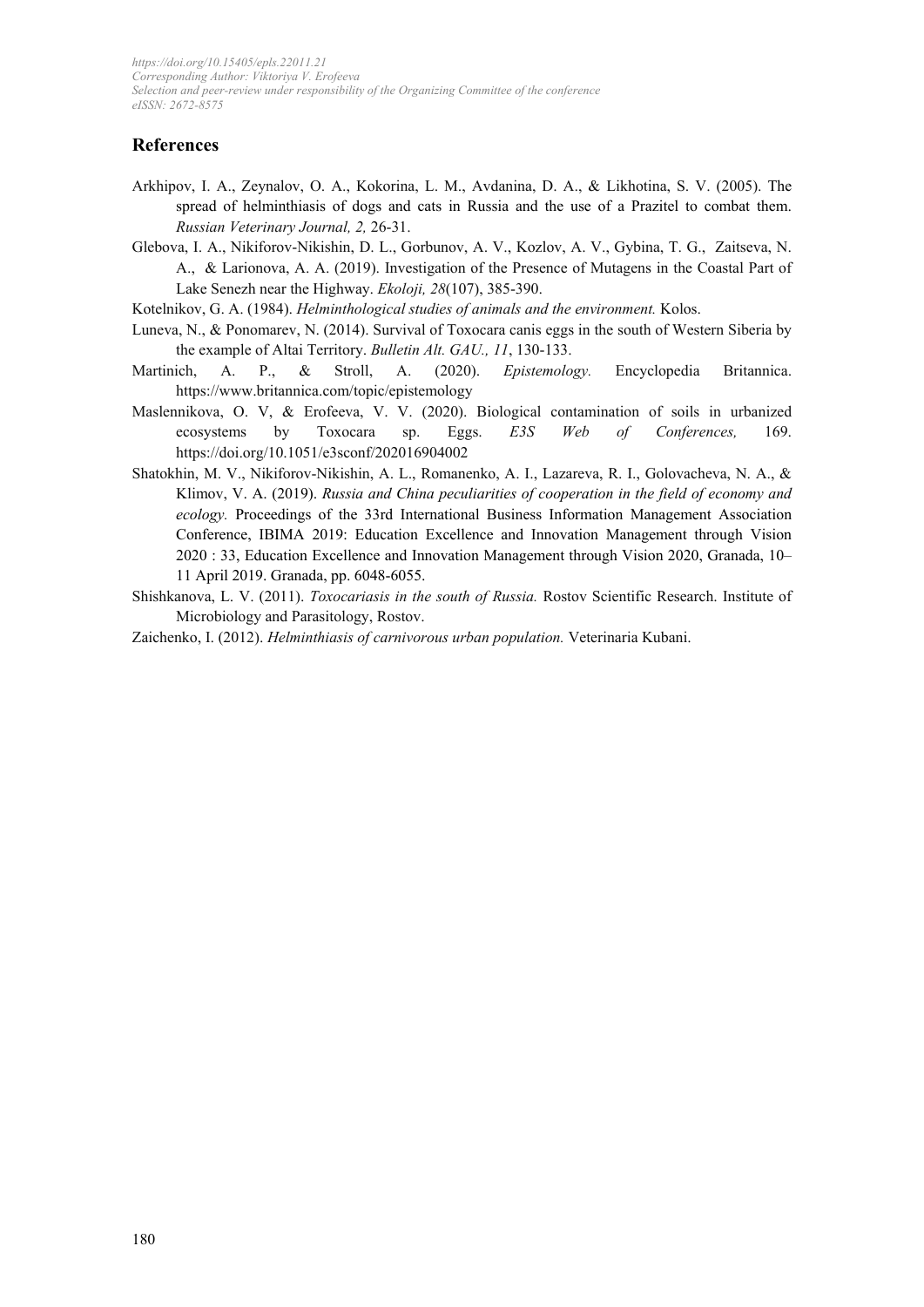## References

Arkhipov, I. A., Zeynalov, O. A., Kokorina, L. M., Avdanina, D. A., & Likhotina, S. V. (2005). The spread of helminthiasis of dogs and cats in Russia and the use of a Prazitel to combat them. *Russian Veterinary Journal, 2,* 26-31.

Glebova, I. A., Nikiforov-Nikishin, D. L., Gorbunov, A. V., Kozlov, A. V., Gybina, T. G., Zaitseva, N. A., & Larionova, A. A. (2019). Investigation of the Presence of Mutagens in the Coastal Part of Lake Senezh near the Highway. *Ekoloji, 28*(107), 385-390.

Kotelnikov, G. A. (1984). *Helminthological studies of animals and the environment.* Kolos.

Luneva, N., & Ponomarev, N. (2014). Survival of Toxocara canis eggs in the south of Western Siberia by the example of Altai Territory. *Bulletin Alt. GAU., 11*, 130-133.

Martinich, A. P., & Stroll, A. (2020). *Epistemology.* Encyclopedia Britannica. https://www.britannica.com/topic/epistemology

Maslennikova, O. V, & Erofeeva, V. V. (2020). Biological contamination of soils in urbanized ecosystems by Toxocara sp. Eggs. *E3S Web of Conferences,* 169. https://doi.org/10.1051/e3sconf/202016904002

Shatokhin, M. V., Nikiforov-Nikishin, A. L., Romanenko, A. I., Lazareva, R. I., Golovacheva, N. A., & Klimov, V. A. (2019). *Russia and China peculiarities of cooperation in the field of economy and ecology.* Proceedings of the 33rd International Business Information Management Association Conference, IBIMA 2019: Education Excellence and Innovation Management through Vision 2020 : 33, Education Excellence and Innovation Management through Vision 2020, Granada, 10–11 April 2019. Granada, pp. 6048-6055.

Shishkanova, L. V. (2011). *Toxocariasis in the south of Russia.* Rostov Scientific Research. Institute of Microbiology and Parasitology, Rostov.

Zaichenko, I. (2012). *Helminthiasis of carnivorous urban population.* Veterinaria Kubani.